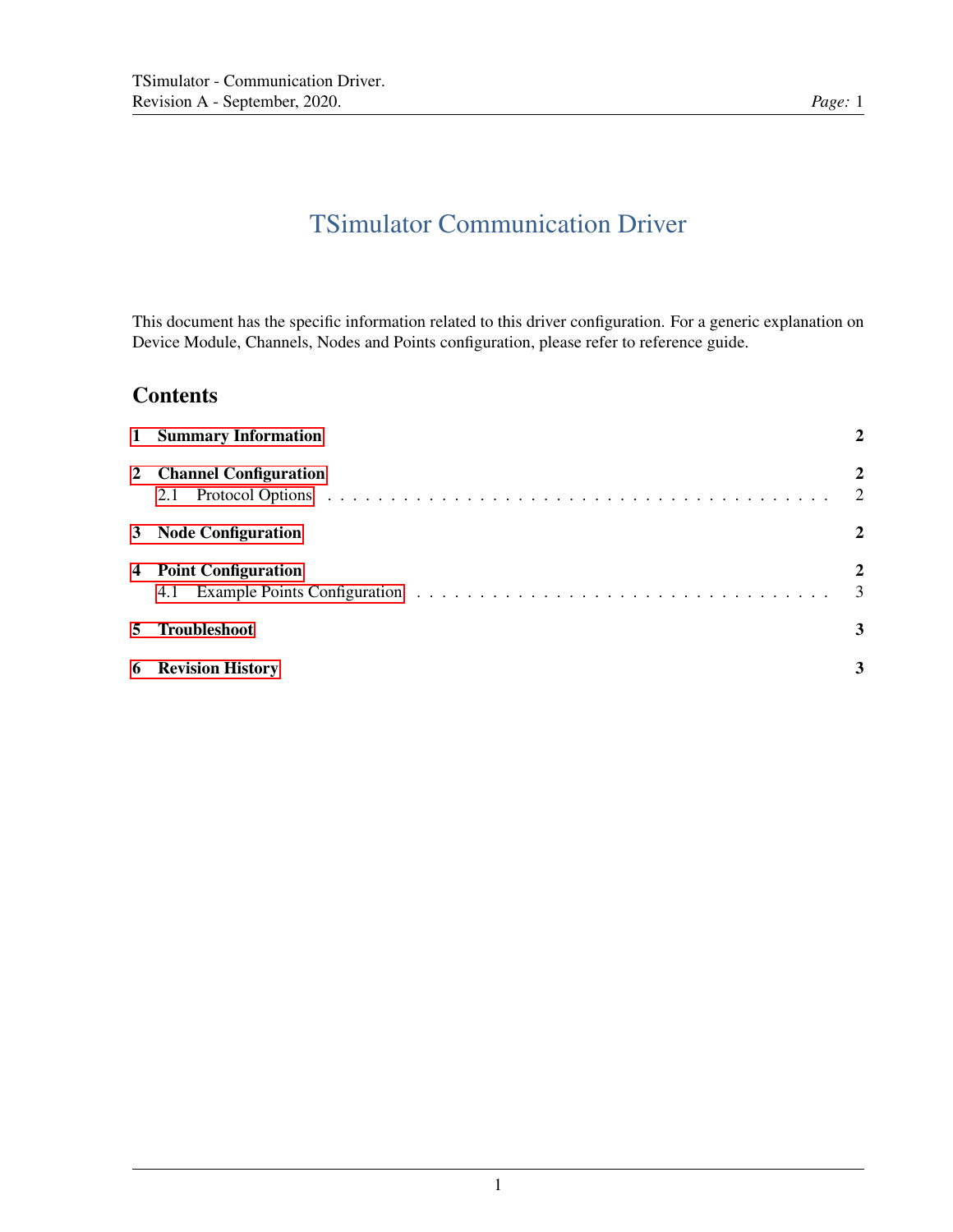# TSimulator Communication Driver

This document has the specific information related to this driver configuration. For a generic explanation on Device Module, Channels, Nodes and Points configuration, please refer to reference guide.

## Contents

| | |
|---|---|
| **1 Summary Information** | **2** |
| **2 Channel Configuration** | **2** |
| 2.1 Protocol Options | 2 |
| **3 Node Configuration** | **2** |
| **4 Point Configuration** | **2** |
| 4.1 Example Points Configuration | 3 |
| **5 Troubleshoot** | **3** |
| **6 Revision History** | **3** |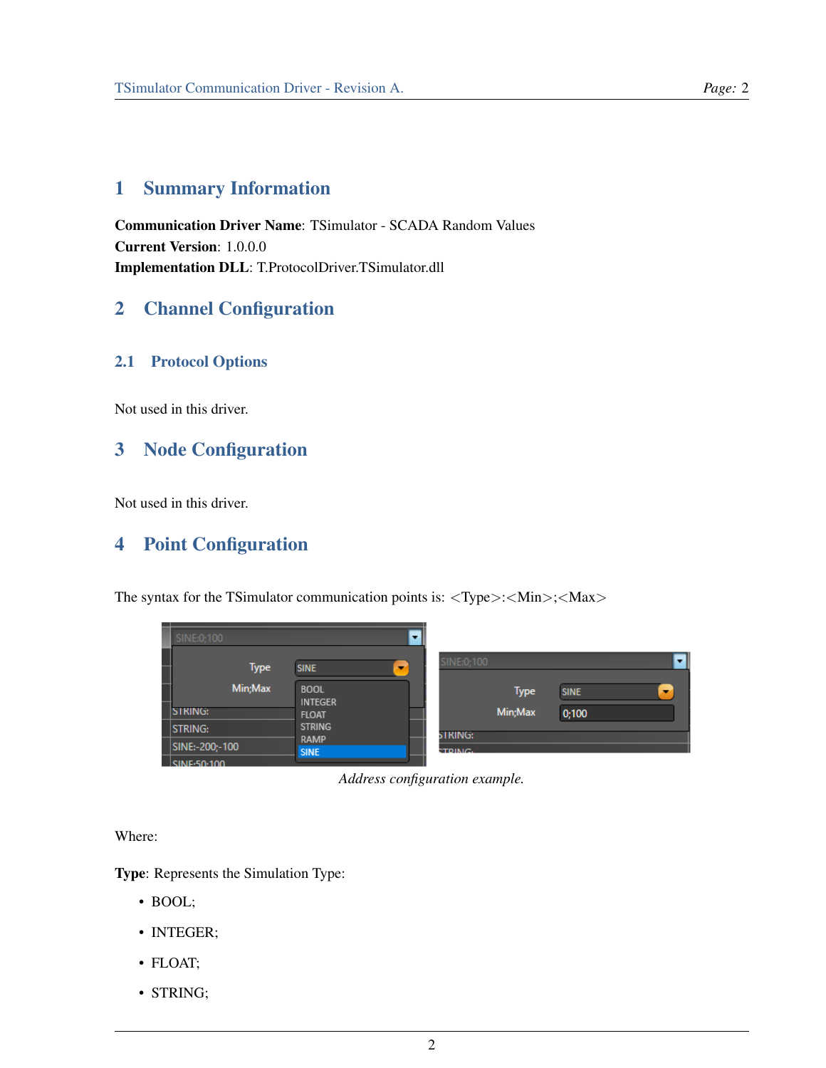# 1 Summary Information

**Communication Driver Name**: TSimulator - SCADA Random Values
**Current Version**: 1.0.0.0
**Implementation DLL**: T.ProtocolDriver.TSimulator.dll

# 2 Channel Configuration

## 2.1 Protocol Options

Not used in this driver.

# 3 Node Configuration

Not used in this driver.

# 4 Point Configuration

The syntax for the TSimulator communication points is: <Type>:<Min>;<Max>

*Address configuration example.*

Where:

**Type**: Represents the Simulation Type:

- BOOL;
- INTEGER;
- FLOAT;
- STRING;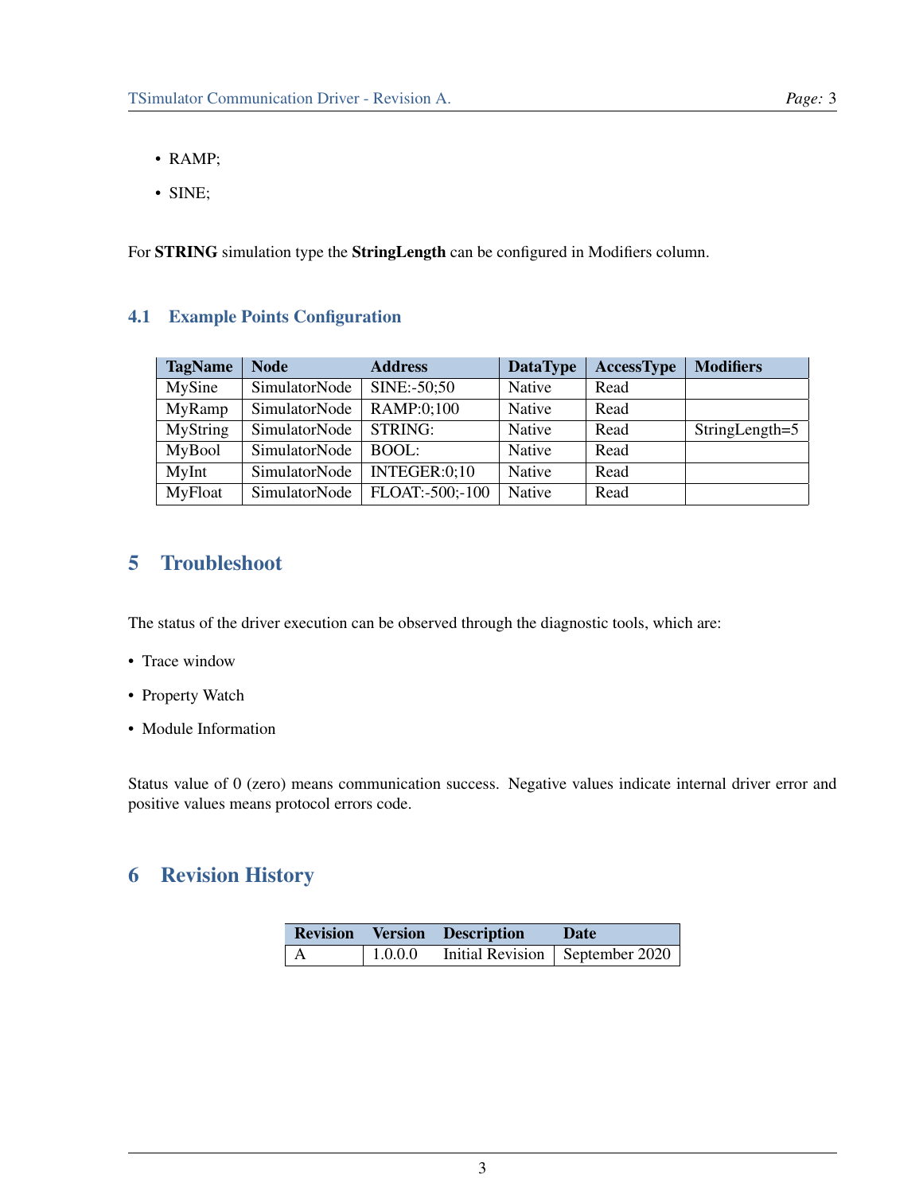- RAMP;
- SINE;

For **STRING** simulation type the **StringLength** can be configured in Modifiers column.

### 4.1 Example Points Configuration

| TagName | Node | Address | DataType | AccessType | Modifiers |
|---|---|---|---|---|---|
| MySine | SimulatorNode | SINE:-50;50 | Native | Read | |
| MyRamp | SimulatorNode | RAMP:0;100 | Native | Read | |
| MyString | SimulatorNode | STRING: | Native | Read | StringLength=5 |
| MyBool | SimulatorNode | BOOL: | Native | Read | |
| MyInt | SimulatorNode | INTEGER:0;10 | Native | Read | |
| MyFloat | SimulatorNode | FLOAT:-500;-100 | Native | Read | |

## 5 Troubleshoot

The status of the driver execution can be observed through the diagnostic tools, which are:

- Trace window
- Property Watch
- Module Information

Status value of 0 (zero) means communication success. Negative values indicate internal driver error and positive values means protocol errors code.

## 6 Revision History

| Revision | Version | Description | Date |
|---|---|---|---|
| A | 1.0.0.0 | Initial Revision | September 2020 |